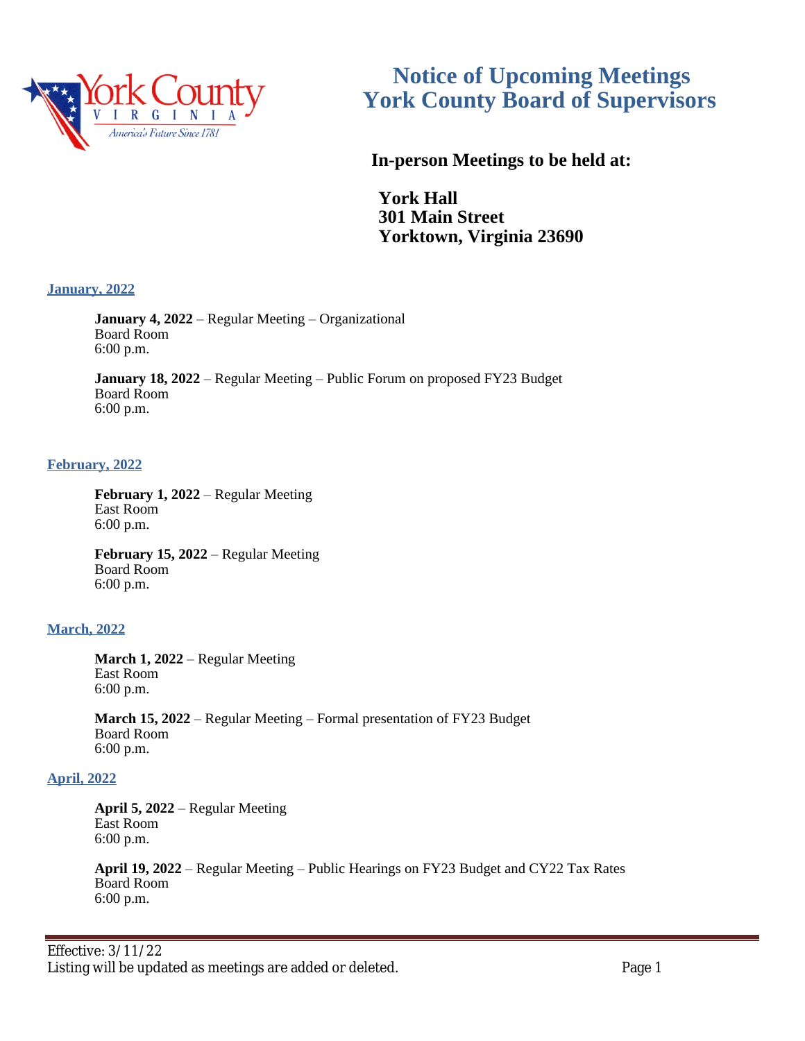# Notice of Upcoming Meetings
# York County Board of Supervisors

**In-person Meetings to be held at:**

**York Hall**
**301 Main Street**
**Yorktown, Virginia 23690**

## January, 2022

**January 4, 2022** – Regular Meeting – Organizational
Board Room
6:00 p.m.

**January 18, 2022** – Regular Meeting – Public Forum on proposed FY23 Budget
Board Room
6:00 p.m.

## February, 2022

**February 1, 2022** – Regular Meeting
East Room
6:00 p.m.

**February 15, 2022** – Regular Meeting
Board Room
6:00 p.m.

## March, 2022

**March 1, 2022** – Regular Meeting
East Room
6:00 p.m.

**March 15, 2022** – Regular Meeting – Formal presentation of FY23 Budget
Board Room
6:00 p.m.

## April, 2022

**April 5, 2022** – Regular Meeting
East Room
6:00 p.m.

**April 19, 2022** – Regular Meeting – Public Hearings on FY23 Budget and CY22 Tax Rates
Board Room
6:00 p.m.

Effective: 3/11/22
Listing will be updated as meetings are added or deleted.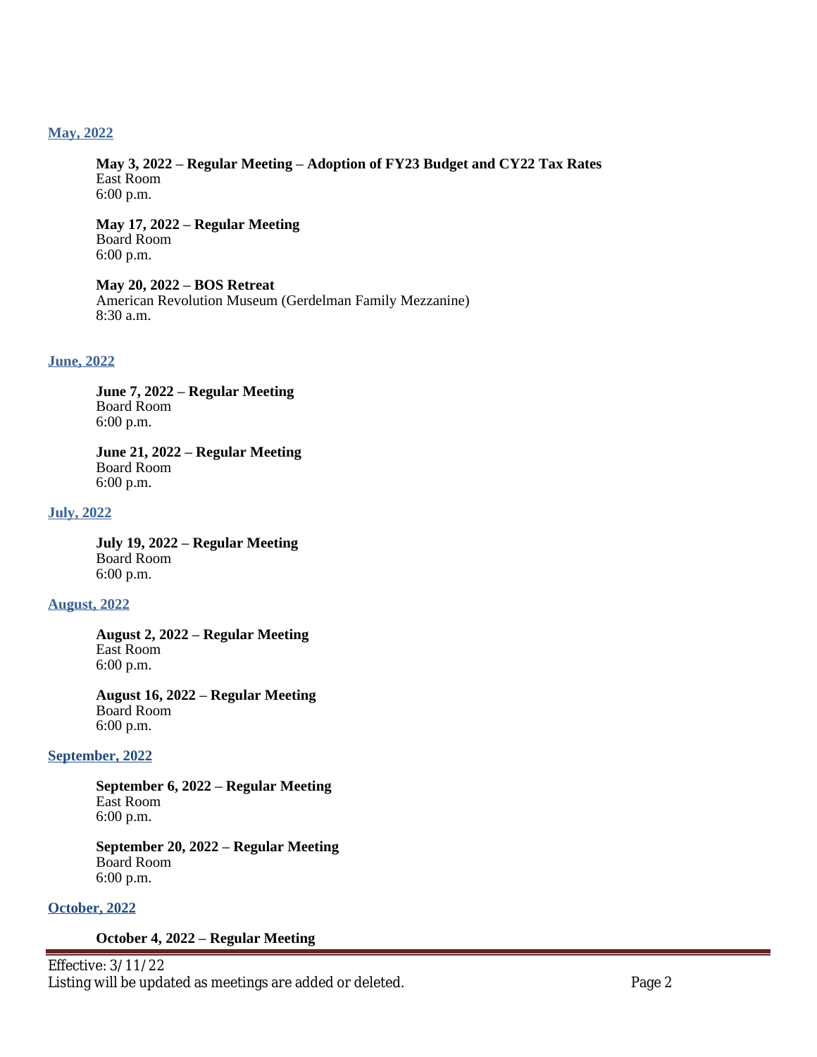## May, 2022

**May 3, 2022 – Regular Meeting – Adoption of FY23 Budget and CY22 Tax Rates**
East Room
6:00 p.m.

**May 17, 2022 – Regular Meeting**
Board Room
6:00 p.m.

**May 20, 2022 – BOS Retreat**
American Revolution Museum (Gerdelman Family Mezzanine)
8:30 a.m.

## June, 2022

**June 7, 2022 – Regular Meeting**
Board Room
6:00 p.m.

**June 21, 2022 – Regular Meeting**
Board Room
6:00 p.m.

## July, 2022

**July 19, 2022 – Regular Meeting**
Board Room
6:00 p.m.

## August, 2022

**August 2, 2022 – Regular Meeting**
East Room
6:00 p.m.

**August 16, 2022 – Regular Meeting**
Board Room
6:00 p.m.

## September, 2022

**September 6, 2022 – Regular Meeting**
East Room
6:00 p.m.

**September 20, 2022 – Regular Meeting**
Board Room
6:00 p.m.

## October, 2022

**October 4, 2022 – Regular Meeting**

Effective: 3/11/22
Listing will be updated as meetings are added or deleted.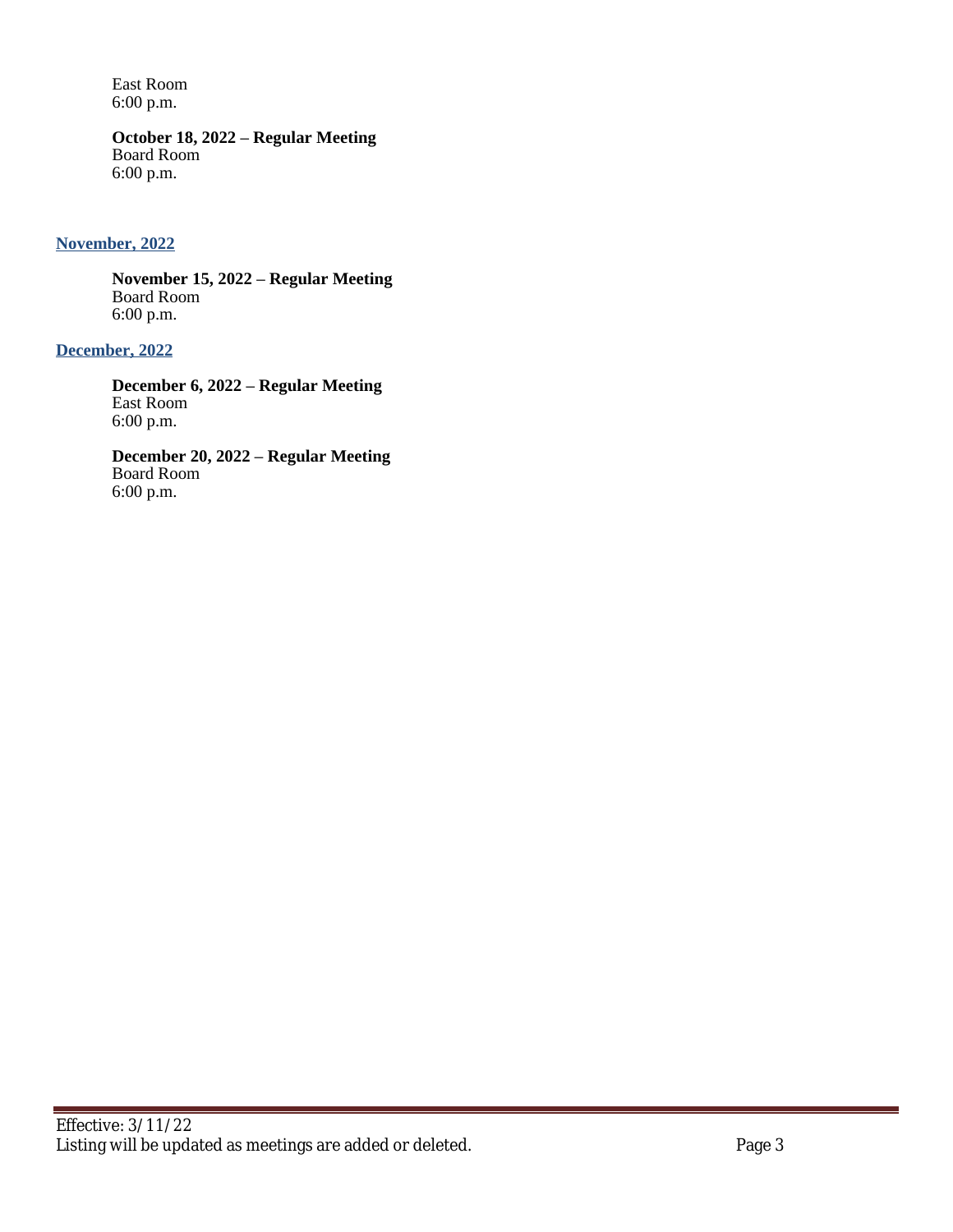East Room
6:00 p.m.

**October 18, 2022 – Regular Meeting**
Board Room
6:00 p.m.

## November, 2022

**November 15, 2022 – Regular Meeting**
Board Room
6:00 p.m.

## December, 2022

**December 6, 2022 – Regular Meeting**
East Room
6:00 p.m.

**December 20, 2022 – Regular Meeting**
Board Room
6:00 p.m.

Effective: 3/11/22
Listing will be updated as meetings are added or deleted.